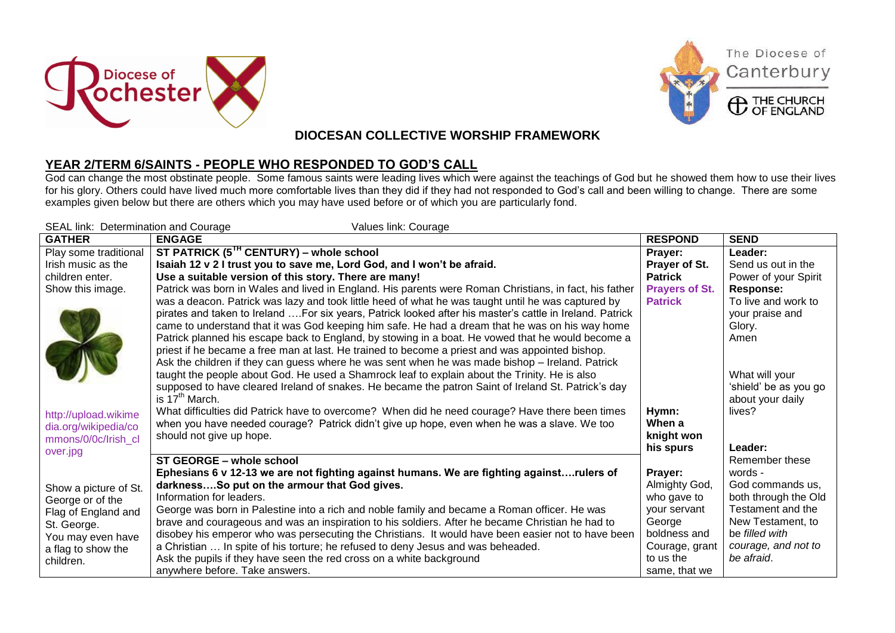## DIOCESAN COLLECTIVE WORSHIP FRAMEWORK

## YEAR 2/TERM 6/SAINTS - PEOPLE WHO RESPONDED TO GOD'S CALL

God can change the most obstinate people. Some famous saints were leading lives which were against the teachings of God but he showed them how to use their lives for his glory. Others could have lived much more comfortable lives than they did if they had not responded to God's call and been willing to change. There are some examples given below but there are others which you may have used before or of which you are particularly fond.

SEAL link: Determination and Courage Values link: Courage

| GATHER | ENGAGE | RESPOND | SEND |
|---|---|---|---|
| Play some traditional Irish music as the children enter. Show this image. http://upload.wikimedia.org/wikipedia/commons/0/0c/Irish_clover.jpg | **ST PATRICK (5TH CENTURY) – whole school** **Isaiah 12 v 2 I trust you to save me, Lord God, and I won't be afraid.** **Use a suitable version of this story. There are many!** Patrick was born in Wales and lived in England. His parents were Roman Christians, in fact, his father was a deacon. Patrick was lazy and took little heed of what he was taught until he was captured by pirates and taken to Ireland ….For six years, Patrick looked after his master's cattle in Ireland. Patrick came to understand that it was God keeping him safe. He had a dream that he was on his way home Patrick planned his escape back to England, by stowing in a boat. He vowed that he would become a priest if he became a free man at last. He trained to become a priest and was appointed bishop. Ask the children if they can guess where he was sent when he was made bishop – Ireland. Patrick taught the people about God. He used a Shamrock leaf to explain about the Trinity. He is also supposed to have cleared Ireland of snakes. He became the patron Saint of Ireland St. Patrick's day is 17th March. What difficulties did Patrick have to overcome? When did he need courage? Have there been times when you have needed courage? Patrick didn't give up hope, even when he was a slave. We too should not give up hope. | **Prayer:** **Prayer of St. Patrick** **Prayers of St. Patrick** **Hymn: When a knight won his spurs** | **Leader:** Send us out in the Power of your Spirit **Response:** To live and work to your praise and Glory. Amen What will your 'shield' be as you go about your daily lives? |
| Show a picture of St. George or of the Flag of England and St. George. You may even have a flag to show the children. | **ST GEORGE – whole school** **Ephesians 6 v 12-13 we are not fighting against humans. We are fighting against….rulers of darkness….So put on the armour that God gives.** Information for leaders. George was born in Palestine into a rich and noble family and became a Roman officer. He was brave and courageous and was an inspiration to his soldiers. After he became Christian he had to disobey his emperor who was persecuting the Christians. It would have been easier not to have been a Christian … In spite of his torture; he refused to deny Jesus and was beheaded. Ask the pupils if they have seen the red cross on a white background anywhere before. Take answers. | **Prayer:** Almighty God, who gave to your servant George boldness and Courage, grant to us the same, that we | **Leader:** Remember these words - God commands us, both through the Old Testament and the New Testament, to *be filled with courage, and not to be afraid*. |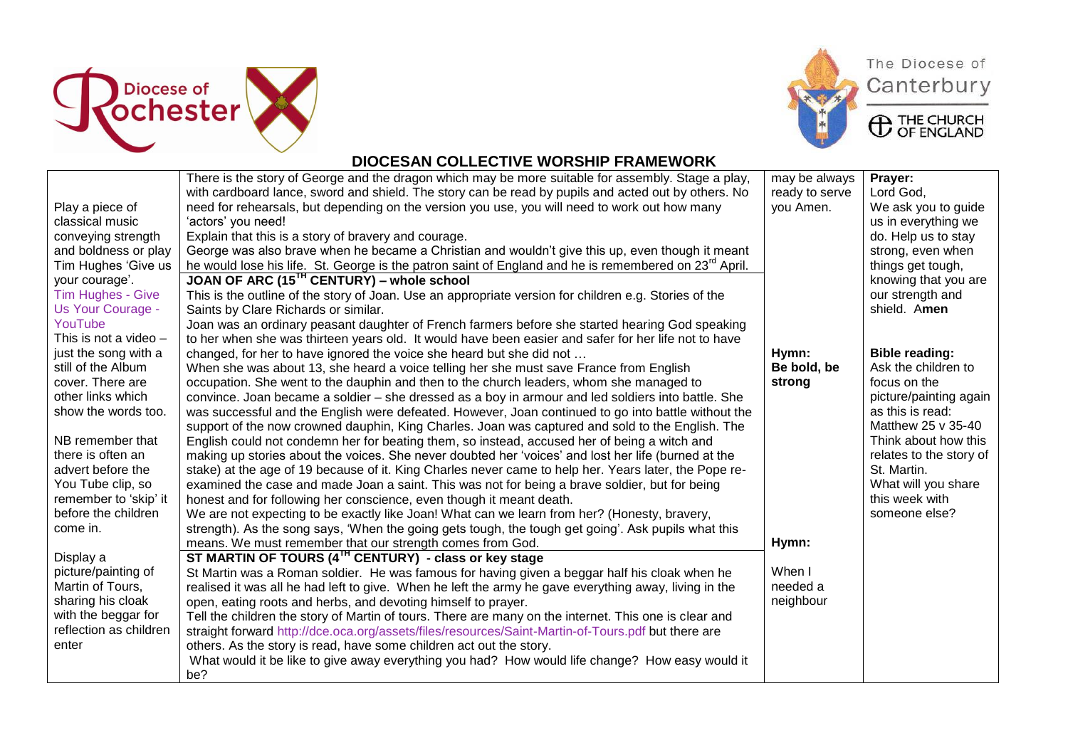# DIOCESAN COLLECTIVE WORSHIP FRAMEWORK

| | | | |
|---|---|---|---|
| Play a piece of classical music conveying strength and boldness or play Tim Hughes 'Give us your courage'.<br>Tim Hughes - Give Us Your Courage - YouTube<br>This is not a video – just the song with a still of the Album cover. There are other links which show the words too.<br><br>NB remember that there is often an advert before the You Tube clip, so remember to 'skip' it before the children come in. | There is the story of George and the dragon which may be more suitable for assembly. Stage a play, with cardboard lance, sword and shield. The story can be read by pupils and acted out by others. No need for rehearsals, but depending on the version you use, you will need to work out how many 'actors' you need!<br>Explain that this is a story of bravery and courage.<br>George was also brave when he became a Christian and wouldn't give this up, even though it meant he would lose his life. St. George is the patron saint of England and he is remembered on 23rd April.<br>**JOAN OF ARC (15TH CENTURY) – whole school**<br>This is the outline of the story of Joan. Use an appropriate version for children e.g. Stories of the Saints by Clare Richards or similar.<br>Joan was an ordinary peasant daughter of French farmers before she started hearing God speaking to her when she was thirteen years old. It would have been easier and safer for her life not to have changed, for her to have ignored the voice she heard but she did not …<br>When she was about 13, she heard a voice telling her she must save France from English occupation. She went to the dauphin and then to the church leaders, whom she managed to convince. Joan became a soldier – she dressed as a boy in armour and led soldiers into battle. She was successful and the English were defeated. However, Joan continued to go into battle without the support of the now crowned dauphin, King Charles. Joan was captured and sold to the English. The English could not condemn her for beating them, so instead, accused her of being a witch and making up stories about the voices. She never doubted her 'voices' and lost her life (burned at the stake) at the age of 19 because of it. King Charles never came to help her. Years later, the Pope re-examined the case and made Joan a saint. This was not for being a brave soldier, but for being honest and for following her conscience, even though it meant death.<br>We are not expecting to be exactly like Joan! What can we learn from her? (Honesty, bravery, strength). As the song says, 'When the going gets tough, the tough get going'. Ask pupils what this means. We must remember that our strength comes from God. | may be always ready to serve you Amen.<br><br>**Hymn:**<br>**Be bold, be strong** | **Prayer:**<br>Lord God,<br>We ask you to guide us in everything we do. Help us to stay strong, even when things get tough, knowing that you are our strength and shield. A**men** |
| Display a picture/painting of Martin of Tours, sharing his cloak with the beggar for reflection as children enter | **ST MARTIN OF TOURS (4TH CENTURY) - class or key stage**<br>St Martin was a Roman soldier. He was famous for having given a beggar half his cloak when he realised it was all he had left to give. When he left the army he gave everything away, living in the open, eating roots and herbs, and devoting himself to prayer.<br>Tell the children the story of Martin of tours. There are many on the internet. This one is clear and straight forward http://dce.oca.org/assets/files/resources/Saint-Martin-of-Tours.pdf but there are others. As the story is read, have some children act out the story.<br>What would it be like to give away everything you had? How would life change? How easy would it be? | **Hymn:**<br><br>When I needed a neighbour | **Bible reading:**<br>Ask the children to focus on the picture/painting again as this is read:<br>Matthew 25 v 35-40<br>Think about how this relates to the story of St. Martin.<br>What will you share this week with someone else? |